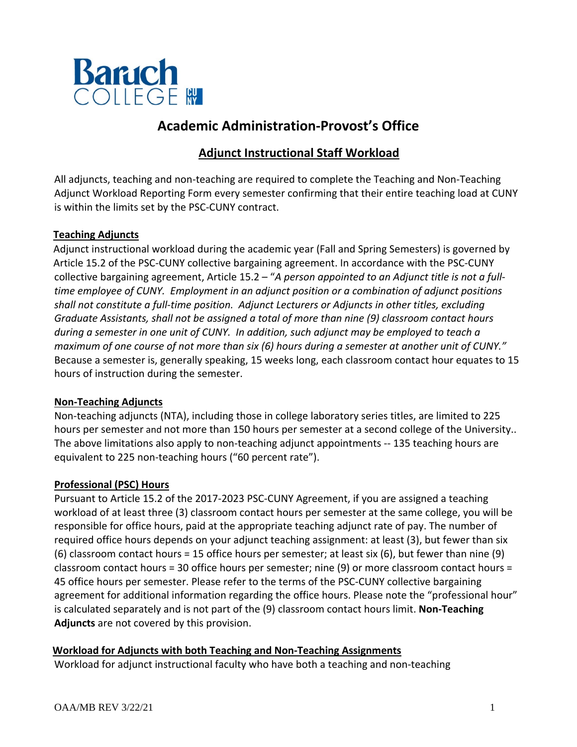# Academic Administration-Provost's Office

## Adjunct Instructional Staff Workload

All adjuncts, teaching and non-teaching are required to complete the Teaching and Non-Teaching Adjunct Workload Reporting Form every semester confirming that their entire teaching load at CUNY is within the limits set by the PSC-CUNY contract.

### Teaching Adjuncts

Adjunct instructional workload during the academic year (Fall and Spring Semesters) is governed by Article 15.2 of the PSC-CUNY collective bargaining agreement. In accordance with the PSC-CUNY collective bargaining agreement, Article 15.2 – "*A person appointed to an Adjunct title is not a full-time employee of CUNY. Employment in an adjunct position or a combination of adjunct positions shall not constitute a full-time position. Adjunct Lecturers or Adjuncts in other titles, excluding Graduate Assistants, shall not be assigned a total of more than nine (9) classroom contact hours during a semester in one unit of CUNY. In addition, such adjunct may be employed to teach a maximum of one course of not more than six (6) hours during a semester at another unit of CUNY."* Because a semester is, generally speaking, 15 weeks long, each classroom contact hour equates to 15 hours of instruction during the semester.

### Non-Teaching Adjuncts

Non-teaching adjuncts (NTA), including those in college laboratory series titles, are limited to 225 hours per semester and not more than 150 hours per semester at a second college of the University.. The above limitations also apply to non-teaching adjunct appointments -- 135 teaching hours are equivalent to 225 non-teaching hours ("60 percent rate").

### Professional (PSC) Hours

Pursuant to Article 15.2 of the 2017-2023 PSC-CUNY Agreement, if you are assigned a teaching workload of at least three (3) classroom contact hours per semester at the same college, you will be responsible for office hours, paid at the appropriate teaching adjunct rate of pay. The number of required office hours depends on your adjunct teaching assignment: at least (3), but fewer than six (6) classroom contact hours = 15 office hours per semester; at least six (6), but fewer than nine (9) classroom contact hours = 30 office hours per semester; nine (9) or more classroom contact hours = 45 office hours per semester. Please refer to the terms of the PSC-CUNY collective bargaining agreement for additional information regarding the office hours. Please note the "professional hour" is calculated separately and is not part of the (9) classroom contact hours limit. **Non-Teaching Adjuncts** are not covered by this provision.

### Workload for Adjuncts with both Teaching and Non-Teaching Assignments

Workload for adjunct instructional faculty who have both a teaching and non-teaching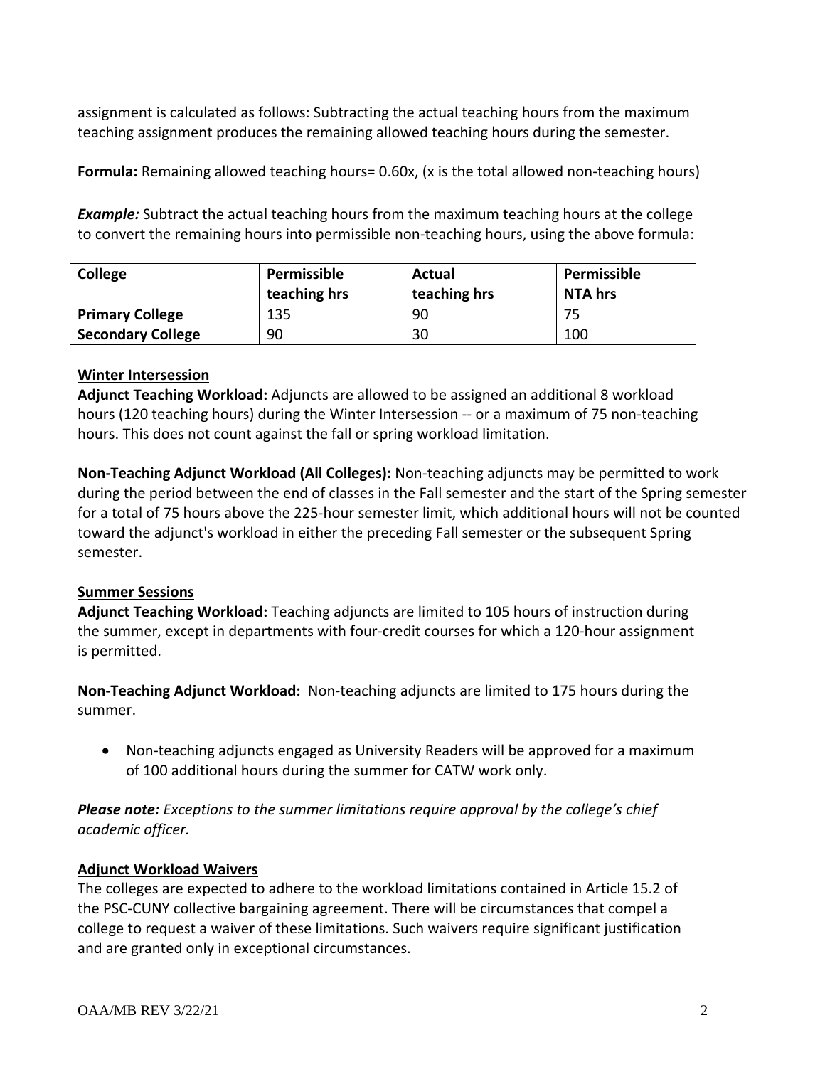assignment is calculated as follows: Subtracting the actual teaching hours from the maximum teaching assignment produces the remaining allowed teaching hours during the semester.

**Formula:** Remaining allowed teaching hours= 0.60x, (x is the total allowed non-teaching hours)

***Example:*** Subtract the actual teaching hours from the maximum teaching hours at the college to convert the remaining hours into permissible non-teaching hours, using the above formula:

| College | Permissible teaching hrs | Actual teaching hrs | Permissible NTA hrs |
|---|---|---|---|
| **Primary College** | 135 | 90 | 75 |
| **Secondary College** | 90 | 30 | 100 |

<u>**Winter Intersession**</u>

**Adjunct Teaching Workload:** Adjuncts are allowed to be assigned an additional 8 workload hours (120 teaching hours) during the Winter Intersession -- or a maximum of 75 non-teaching hours. This does not count against the fall or spring workload limitation.

**Non-Teaching Adjunct Workload (All Colleges):** Non-teaching adjuncts may be permitted to work during the period between the end of classes in the Fall semester and the start of the Spring semester for a total of 75 hours above the 225-hour semester limit, which additional hours will not be counted toward the adjunct's workload in either the preceding Fall semester or the subsequent Spring semester.

<u>**Summer Sessions**</u>

**Adjunct Teaching Workload:** Teaching adjuncts are limited to 105 hours of instruction during the summer, except in departments with four-credit courses for which a 120-hour assignment is permitted.

**Non-Teaching Adjunct Workload:** Non-teaching adjuncts are limited to 175 hours during the summer.

- Non-teaching adjuncts engaged as University Readers will be approved for a maximum of 100 additional hours during the summer for CATW work only.

***Please note:*** *Exceptions to the summer limitations require approval by the college's chief academic officer.*

<u>**Adjunct Workload Waivers**</u>

The colleges are expected to adhere to the workload limitations contained in Article 15.2 of the PSC-CUNY collective bargaining agreement. There will be circumstances that compel a college to request a waiver of these limitations. Such waivers require significant justification and are granted only in exceptional circumstances.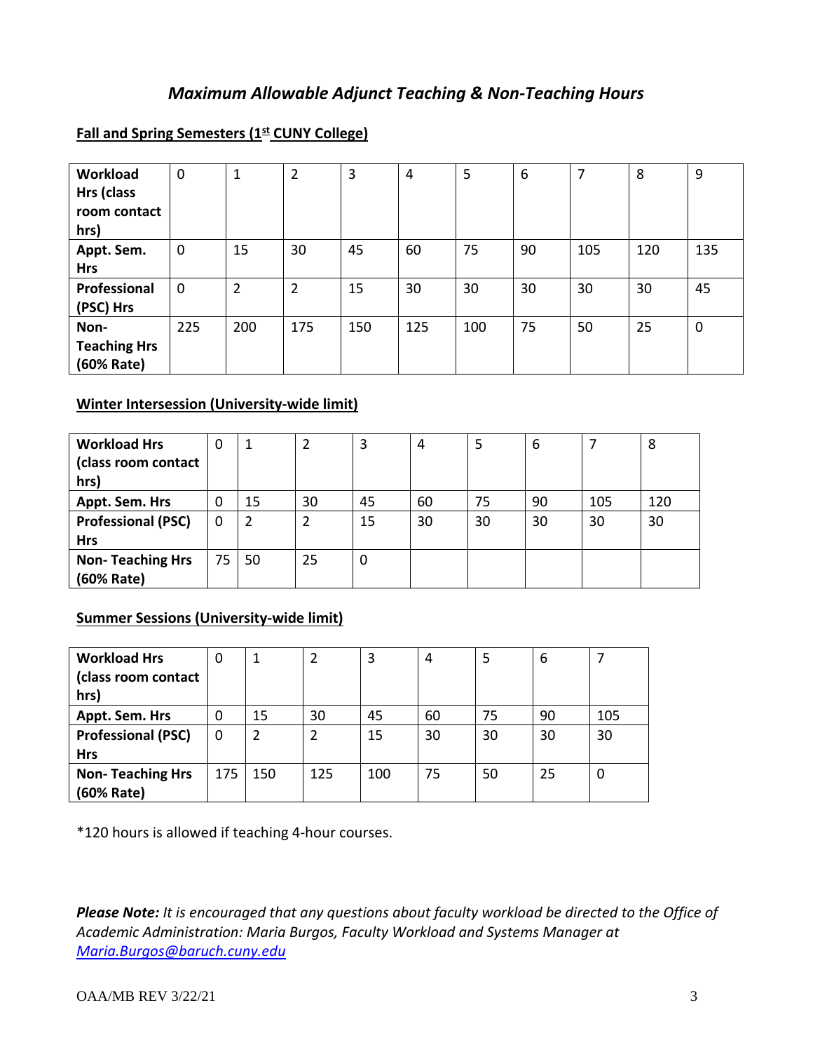## *Maximum Allowable Adjunct Teaching & Non-Teaching Hours*

**Fall and Spring Semesters (1st CUNY College)**

| **Workload Hrs (class room contact hrs)** | 0 | 1 | 2 | 3 | 4 | 5 | 6 | 7 | 8 | 9 |
|---|---|---|---|---|---|---|---|---|---|---|
| **Appt. Sem. Hrs** | 0 | 15 | 30 | 45 | 60 | 75 | 90 | 105 | 120 | 135 |
| **Professional (PSC) Hrs** | 0 | 2 | 2 | 15 | 30 | 30 | 30 | 30 | 30 | 45 |
| **Non-Teaching Hrs (60% Rate)** | 225 | 200 | 175 | 150 | 125 | 100 | 75 | 50 | 25 | 0 |

**Winter Intersession (University-wide limit)**

| **Workload Hrs (class room contact hrs)** | 0 | 1 | 2 | 3 | 4 | 5 | 6 | 7 | 8 |
|---|---|---|---|---|---|---|---|---|---|
| **Appt. Sem. Hrs** | 0 | 15 | 30 | 45 | 60 | 75 | 90 | 105 | 120 |
| **Professional (PSC) Hrs** | 0 | 2 | 2 | 15 | 30 | 30 | 30 | 30 | 30 |
| **Non- Teaching Hrs (60% Rate)** | 75 | 50 | 25 | 0 | | | | | |

**Summer Sessions (University-wide limit)**

| **Workload Hrs (class room contact hrs)** | 0 | 1 | 2 | 3 | 4 | 5 | 6 | 7 |
|---|---|---|---|---|---|---|---|---|
| **Appt. Sem. Hrs** | 0 | 15 | 30 | 45 | 60 | 75 | 90 | 105 |
| **Professional (PSC) Hrs** | 0 | 2 | 2 | 15 | 30 | 30 | 30 | 30 |
| **Non- Teaching Hrs (60% Rate)** | 175 | 150 | 125 | 100 | 75 | 50 | 25 | 0 |

*120 hours is allowed if teaching 4-hour courses.

***Please Note:*** *It is encouraged that any questions about faculty workload be directed to the Office of Academic Administration: Maria Burgos, Faculty Workload and Systems Manager at [Maria.Burgos@baruch.cuny.edu](mailto:Maria.Burgos@baruch.cuny.edu)*

OAA/MB REV 3/22/21